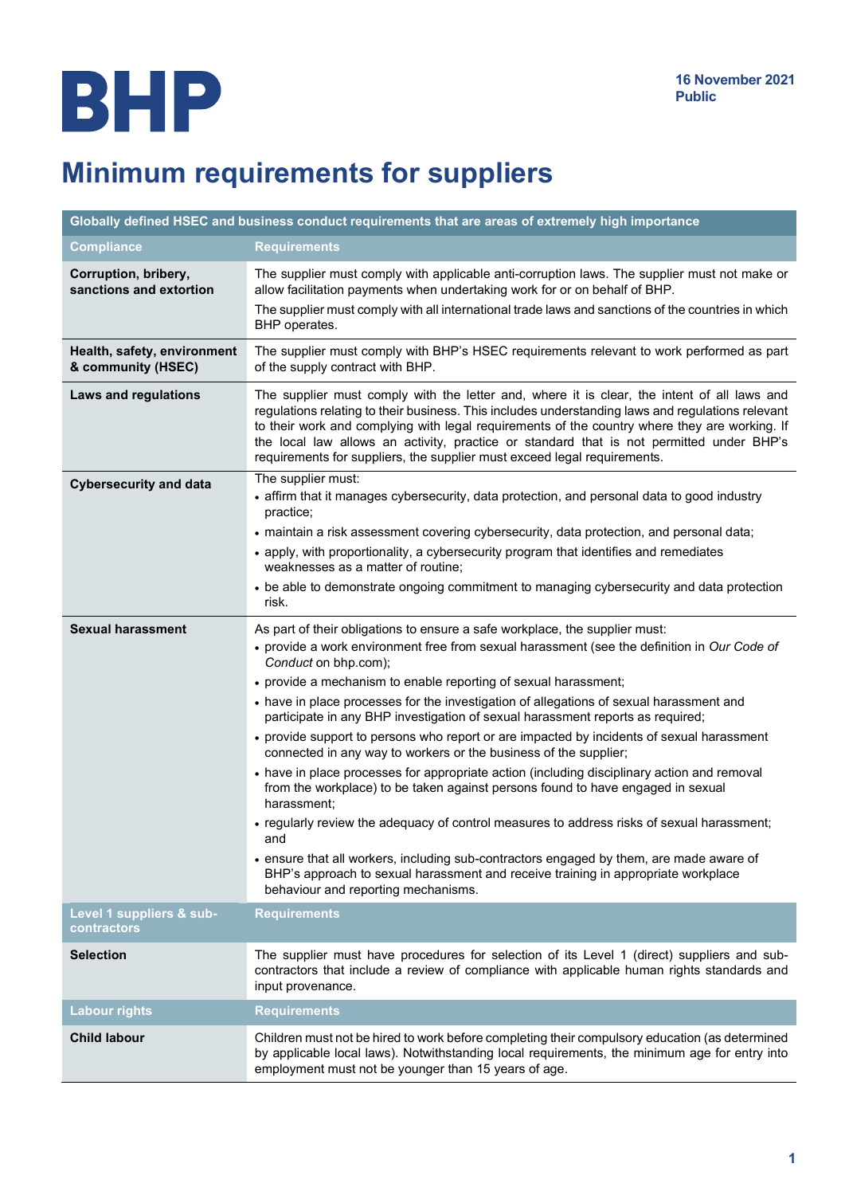**BHP**

**16 November 2021**
**Public**

# Minimum requirements for suppliers

| Globally defined HSEC and business conduct requirements that are areas of extremely high importance | |
|---|---|
| **Compliance** | **Requirements** |
| **Corruption, bribery, sanctions and extortion** | The supplier must comply with applicable anti-corruption laws. The supplier must not make or allow facilitation payments when undertaking work for or on behalf of BHP.<br>The supplier must comply with all international trade laws and sanctions of the countries in which BHP operates. |
| **Health, safety, environment & community (HSEC)** | The supplier must comply with BHP's HSEC requirements relevant to work performed as part of the supply contract with BHP. |
| **Laws and regulations** | The supplier must comply with the letter and, where it is clear, the intent of all laws and regulations relating to their business. This includes understanding laws and regulations relevant to their work and complying with legal requirements of the country where they are working. If the local law allows an activity, practice or standard that is not permitted under BHP's requirements for suppliers, the supplier must exceed legal requirements. |
| **Cybersecurity and data** | The supplier must:<br>• affirm that it manages cybersecurity, data protection, and personal data to good industry practice;<br>• maintain a risk assessment covering cybersecurity, data protection, and personal data;<br>• apply, with proportionality, a cybersecurity program that identifies and remediates weaknesses as a matter of routine;<br>• be able to demonstrate ongoing commitment to managing cybersecurity and data protection risk. |
| **Sexual harassment** | As part of their obligations to ensure a safe workplace, the supplier must:<br>• provide a work environment free from sexual harassment (see the definition in *Our Code of Conduct* on bhp.com);<br>• provide a mechanism to enable reporting of sexual harassment;<br>• have in place processes for the investigation of allegations of sexual harassment and participate in any BHP investigation of sexual harassment reports as required;<br>• provide support to persons who report or are impacted by incidents of sexual harassment connected in any way to workers or the business of the supplier;<br>• have in place processes for appropriate action (including disciplinary action and removal from the workplace) to be taken against persons found to have engaged in sexual harassment;<br>• regularly review the adequacy of control measures to address risks of sexual harassment; and<br>• ensure that all workers, including sub-contractors engaged by them, are made aware of BHP's approach to sexual harassment and receive training in appropriate workplace behaviour and reporting mechanisms. |
| **Level 1 suppliers & sub-contractors** | **Requirements** |
| **Selection** | The supplier must have procedures for selection of its Level 1 (direct) suppliers and sub-contractors that include a review of compliance with applicable human rights standards and input provenance. |
| **Labour rights** | **Requirements** |
| **Child labour** | Children must not be hired to work before completing their compulsory education (as determined by applicable local laws). Notwithstanding local requirements, the minimum age for entry into employment must not be younger than 15 years of age. |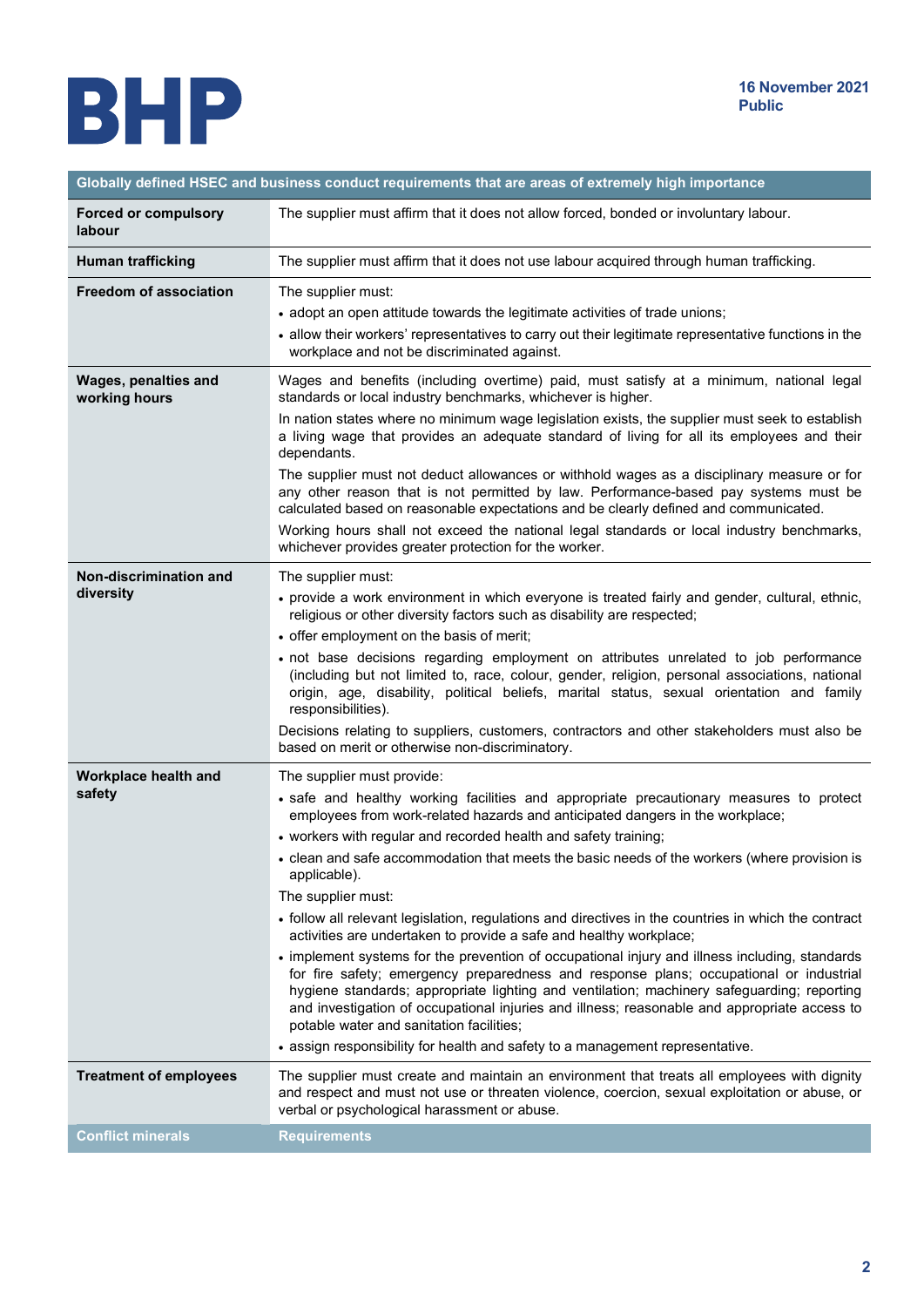| Globally defined HSEC and business conduct requirements that are areas of extremely high importance | |
|---|---|
| **Forced or compulsory labour** | The supplier must affirm that it does not allow forced, bonded or involuntary labour. |
| **Human trafficking** | The supplier must affirm that it does not use labour acquired through human trafficking. |
| **Freedom of association** | The supplier must:<br>• adopt an open attitude towards the legitimate activities of trade unions;<br>• allow their workers' representatives to carry out their legitimate representative functions in the workplace and not be discriminated against. |
| **Wages, penalties and working hours** | Wages and benefits (including overtime) paid, must satisfy at a minimum, national legal standards or local industry benchmarks, whichever is higher.<br>In nation states where no minimum wage legislation exists, the supplier must seek to establish a living wage that provides an adequate standard of living for all its employees and their dependants.<br>The supplier must not deduct allowances or withhold wages as a disciplinary measure or for any other reason that is not permitted by law. Performance-based pay systems must be calculated based on reasonable expectations and be clearly defined and communicated.<br>Working hours shall not exceed the national legal standards or local industry benchmarks, whichever provides greater protection for the worker. |
| **Non-discrimination and diversity** | The supplier must:<br>• provide a work environment in which everyone is treated fairly and gender, cultural, ethnic, religious or other diversity factors such as disability are respected;<br>• offer employment on the basis of merit;<br>• not base decisions regarding employment on attributes unrelated to job performance (including but not limited to, race, colour, gender, religion, personal associations, national origin, age, disability, political beliefs, marital status, sexual orientation and family responsibilities).<br>Decisions relating to suppliers, customers, contractors and other stakeholders must also be based on merit or otherwise non-discriminatory. |
| **Workplace health and safety** | The supplier must provide:<br>• safe and healthy working facilities and appropriate precautionary measures to protect employees from work-related hazards and anticipated dangers in the workplace;<br>• workers with regular and recorded health and safety training;<br>• clean and safe accommodation that meets the basic needs of the workers (where provision is applicable).<br>The supplier must:<br>• follow all relevant legislation, regulations and directives in the countries in which the contract activities are undertaken to provide a safe and healthy workplace;<br>• implement systems for the prevention of occupational injury and illness including, standards for fire safety; emergency preparedness and response plans; occupational or industrial hygiene standards; appropriate lighting and ventilation; machinery safeguarding; reporting and investigation of occupational injuries and illness; reasonable and appropriate access to potable water and sanitation facilities;<br>• assign responsibility for health and safety to a management representative. |
| **Treatment of employees** | The supplier must create and maintain an environment that treats all employees with dignity and respect and must not use or threaten violence, coercion, sexual exploitation or abuse, or verbal or psychological harassment or abuse. |
| **Conflict minerals** | **Requirements** |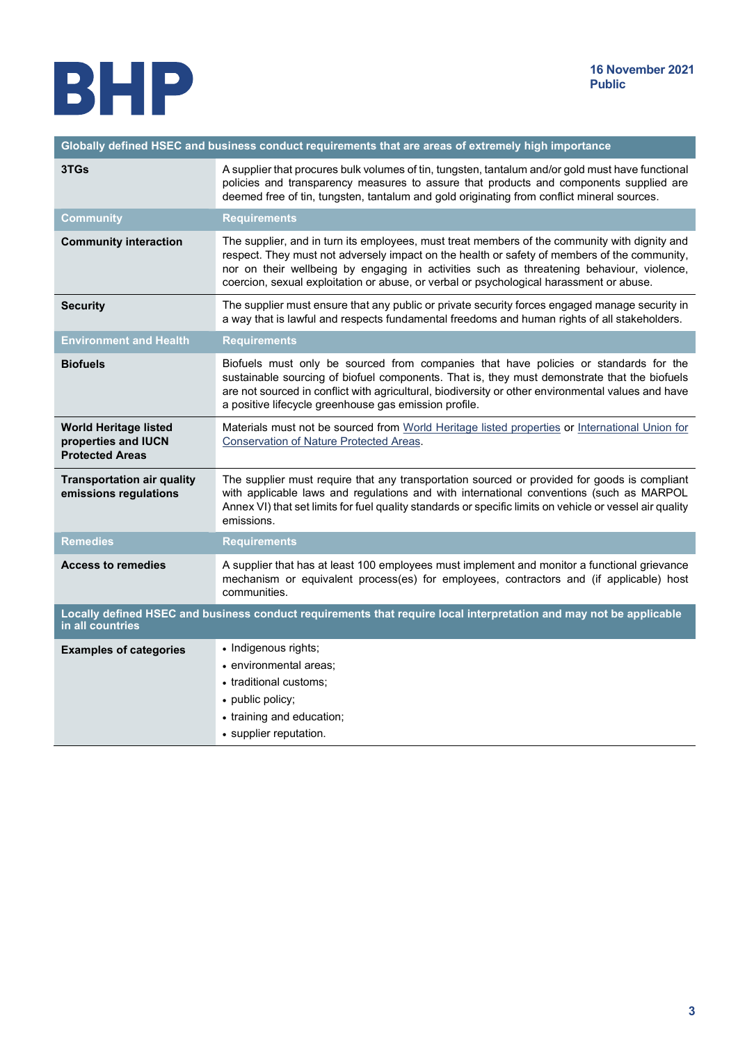| Globally defined HSEC and business conduct requirements that are areas of extremely high importance | |
|---|---|
| **3TGs** | A supplier that procures bulk volumes of tin, tungsten, tantalum and/or gold must have functional policies and transparency measures to assure that products and components supplied are deemed free of tin, tungsten, tantalum and gold originating from conflict mineral sources. |
| **Community** | **Requirements** |
| **Community interaction** | The supplier, and in turn its employees, must treat members of the community with dignity and respect. They must not adversely impact on the health or safety of members of the community, nor on their wellbeing by engaging in activities such as threatening behaviour, violence, coercion, sexual exploitation or abuse, or verbal or psychological harassment or abuse. |
| **Security** | The supplier must ensure that any public or private security forces engaged manage security in a way that is lawful and respects fundamental freedoms and human rights of all stakeholders. |
| **Environment and Health** | **Requirements** |
| **Biofuels** | Biofuels must only be sourced from companies that have policies or standards for the sustainable sourcing of biofuel components. That is, they must demonstrate that the biofuels are not sourced in conflict with agricultural, biodiversity or other environmental values and have a positive lifecycle greenhouse gas emission profile. |
| **World Heritage listed properties and IUCN Protected Areas** | Materials must not be sourced from World Heritage listed properties or International Union for Conservation of Nature Protected Areas. |
| **Transportation air quality emissions regulations** | The supplier must require that any transportation sourced or provided for goods is compliant with applicable laws and regulations and with international conventions (such as MARPOL Annex VI) that set limits for fuel quality standards or specific limits on vehicle or vessel air quality emissions. |
| **Remedies** | **Requirements** |
| **Access to remedies** | A supplier that has at least 100 employees must implement and monitor a functional grievance mechanism or equivalent process(es) for employees, contractors and (if applicable) host communities. |

| Locally defined HSEC and business conduct requirements that require local interpretation and may not be applicable in all countries | |
|---|---|
| **Examples of categories** | • Indigenous rights;<br>• environmental areas;<br>• traditional customs;<br>• public policy;<br>• training and education;<br>• supplier reputation. |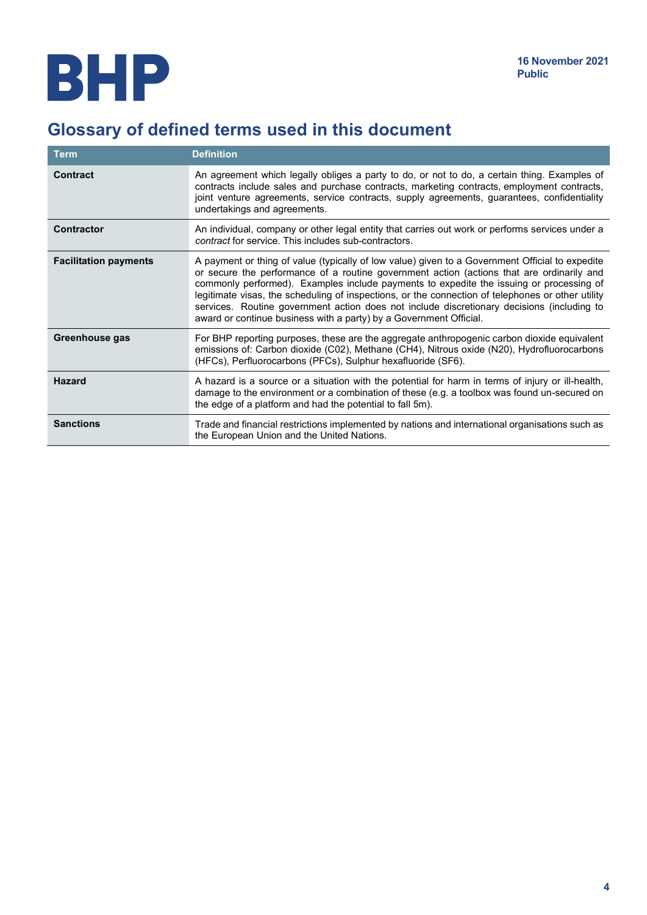# Glossary of defined terms used in this document

| Term | Definition |
| --- | --- |
| **Contract** | An agreement which legally obliges a party to do, or not to do, a certain thing. Examples of contracts include sales and purchase contracts, marketing contracts, employment contracts, joint venture agreements, service contracts, supply agreements, guarantees, confidentiality undertakings and agreements. |
| **Contractor** | An individual, company or other legal entity that carries out work or performs services under a *contract* for service. This includes sub-contractors. |
| **Facilitation payments** | A payment or thing of value (typically of low value) given to a Government Official to expedite or secure the performance of a routine government action (actions that are ordinarily and commonly performed). Examples include payments to expedite the issuing or processing of legitimate visas, the scheduling of inspections, or the connection of telephones or other utility services. Routine government action does not include discretionary decisions (including to award or continue business with a party) by a Government Official. |
| **Greenhouse gas** | For BHP reporting purposes, these are the aggregate anthropogenic carbon dioxide equivalent emissions of: Carbon dioxide (C02), Methane (CH4), Nitrous oxide (N20), Hydrofluorocarbons (HFCs), Perfluorocarbons (PFCs), Sulphur hexafluoride (SF6). |
| **Hazard** | A hazard is a source or a situation with the potential for harm in terms of injury or ill-health, damage to the environment or a combination of these (e.g. a toolbox was found un-secured on the edge of a platform and had the potential to fall 5m). |
| **Sanctions** | Trade and financial restrictions implemented by nations and international organisations such as the European Union and the United Nations. |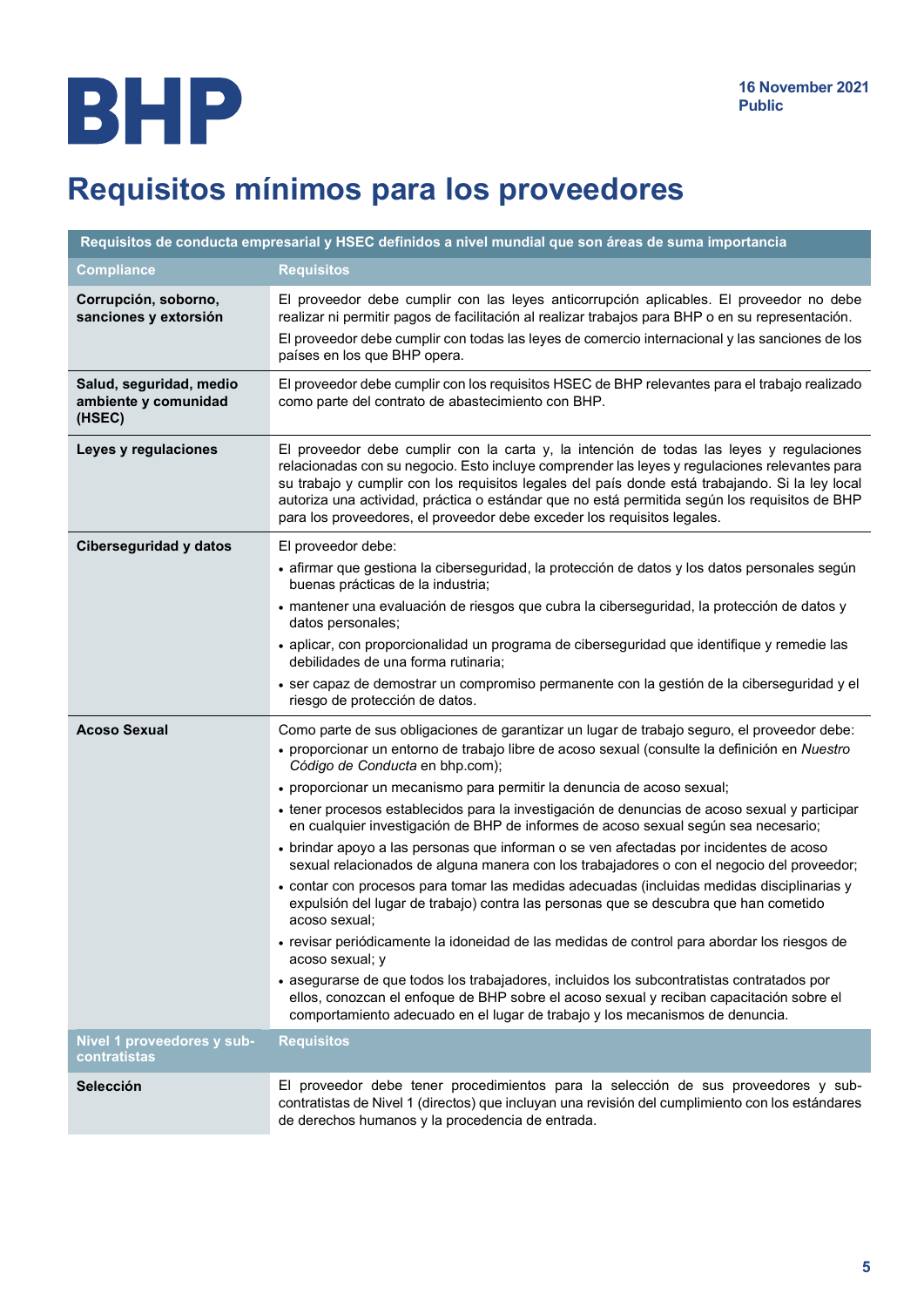BHP

**16 November 2021**
**Public**

# Requisitos mínimos para los proveedores

| Requisitos de conducta empresarial y HSEC definidos a nivel mundial que son áreas de suma importancia | |
|---|---|
| **Compliance** | **Requisitos** |
| **Corrupción, soborno, sanciones y extorsión** | El proveedor debe cumplir con las leyes anticorrupción aplicables. El proveedor no debe realizar ni permitir pagos de facilitación al realizar trabajos para BHP o en su representación.<br>El proveedor debe cumplir con todas las leyes de comercio internacional y las sanciones de los países en los que BHP opera. |
| **Salud, seguridad, medio ambiente y comunidad (HSEC)** | El proveedor debe cumplir con los requisitos HSEC de BHP relevantes para el trabajo realizado como parte del contrato de abastecimiento con BHP. |
| **Leyes y regulaciones** | El proveedor debe cumplir con la carta y, la intención de todas las leyes y regulaciones relacionadas con su negocio. Esto incluye comprender las leyes y regulaciones relevantes para su trabajo y cumplir con los requisitos legales del país donde está trabajando. Si la ley local autoriza una actividad, práctica o estándar que no está permitida según los requisitos de BHP para los proveedores, el proveedor debe exceder los requisitos legales. |
| **Ciberseguridad y datos** | El proveedor debe:<br>• afirmar que gestiona la ciberseguridad, la protección de datos y los datos personales según buenas prácticas de la industria;<br>• mantener una evaluación de riesgos que cubra la ciberseguridad, la protección de datos y datos personales;<br>• aplicar, con proporcionalidad un programa de ciberseguridad que identifique y remedie las debilidades de una forma rutinaria;<br>• ser capaz de demostrar un compromiso permanente con la gestión de la ciberseguridad y el riesgo de protección de datos. |
| **Acoso Sexual** | Como parte de sus obligaciones de garantizar un lugar de trabajo seguro, el proveedor debe:<br>• proporcionar un entorno de trabajo libre de acoso sexual (consulte la definición en *Nuestro Código de Conducta* en bhp.com);<br>• proporcionar un mecanismo para permitir la denuncia de acoso sexual;<br>• tener procesos establecidos para la investigación de denuncias de acoso sexual y participar en cualquier investigación de BHP de informes de acoso sexual según sea necesario;<br>• brindar apoyo a las personas que informan o se ven afectadas por incidentes de acoso sexual relacionados de alguna manera con los trabajadores o con el negocio del proveedor;<br>• contar con procesos para tomar las medidas adecuadas (incluidas medidas disciplinarias y expulsión del lugar de trabajo) contra las personas que se descubra que han cometido acoso sexual;<br>• revisar periódicamente la idoneidad de las medidas de control para abordar los riesgos de acoso sexual; y<br>• asegurarse de que todos los trabajadores, incluidos los subcontratistas contratados por ellos, conozcan el enfoque de BHP sobre el acoso sexual y reciban capacitación sobre el comportamiento adecuado en el lugar de trabajo y los mecanismos de denuncia. |
| **Nivel 1 proveedores y sub-contratistas** | **Requisitos** |
| **Selección** | El proveedor debe tener procedimientos para la selección de sus proveedores y sub-contratistas de Nivel 1 (directos) que incluyan una revisión del cumplimiento con los estándares de derechos humanos y la procedencia de entrada. |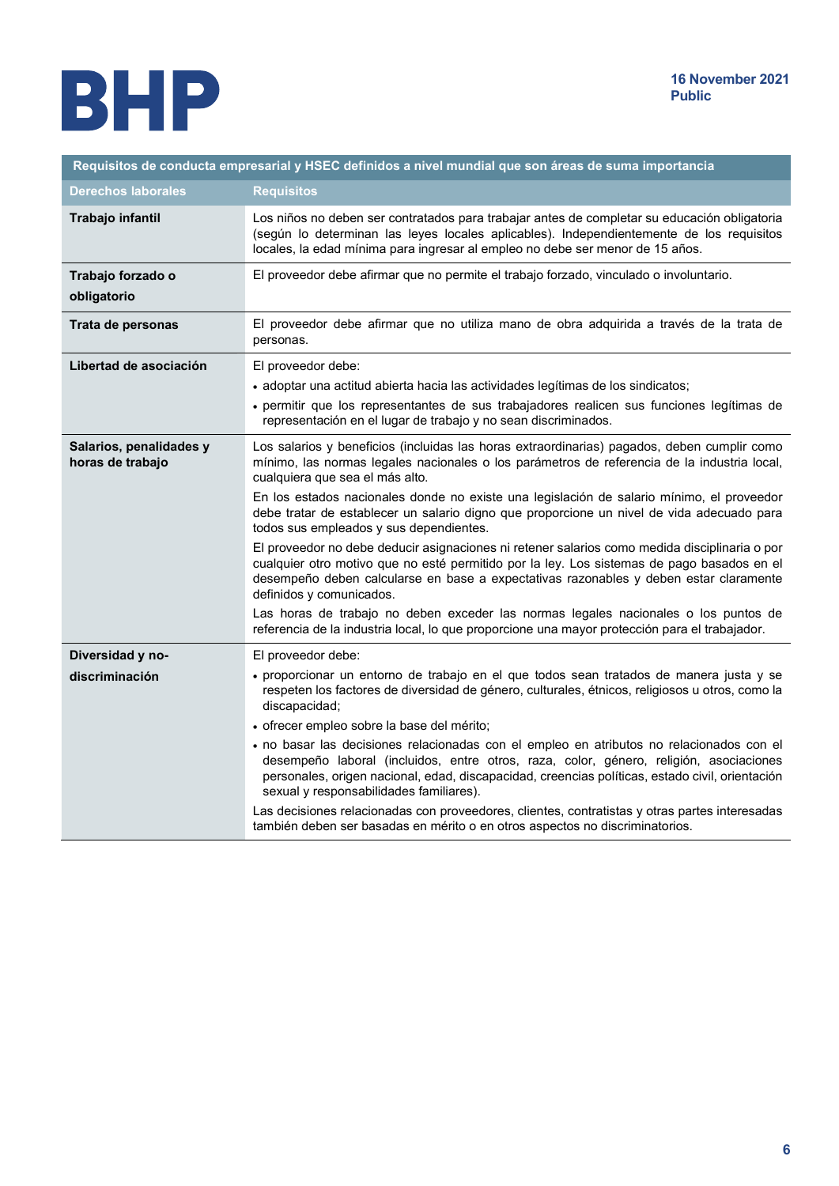| Requisitos de conducta empresarial y HSEC definidos a nivel mundial que son áreas de suma importancia | |
|---|---|
| **Derechos laborales** | **Requisitos** |
| **Trabajo infantil** | Los niños no deben ser contratados para trabajar antes de completar su educación obligatoria (según lo determinan las leyes locales aplicables). Independientemente de los requisitos locales, la edad mínima para ingresar al empleo no debe ser menor de 15 años. |
| **Trabajo forzado o obligatorio** | El proveedor debe afirmar que no permite el trabajo forzado, vinculado o involuntario. |
| **Trata de personas** | El proveedor debe afirmar que no utiliza mano de obra adquirida a través de la trata de personas. |
| **Libertad de asociación** | El proveedor debe:<br>• adoptar una actitud abierta hacia las actividades legítimas de los sindicatos;<br>• permitir que los representantes de sus trabajadores realicen sus funciones legítimas de representación en el lugar de trabajo y no sean discriminados. |
| **Salarios, penalidades y horas de trabajo** | Los salarios y beneficios (incluidas las horas extraordinarias) pagados, deben cumplir como mínimo, las normas legales nacionales o los parámetros de referencia de la industria local, cualquiera que sea el más alto.<br>En los estados nacionales donde no existe una legislación de salario mínimo, el proveedor debe tratar de establecer un salario digno que proporcione un nivel de vida adecuado para todos sus empleados y sus dependientes.<br>El proveedor no debe deducir asignaciones ni retener salarios como medida disciplinaria o por cualquier otro motivo que no esté permitido por la ley. Los sistemas de pago basados en el desempeño deben calcularse en base a expectativas razonables y deben estar claramente definidos y comunicados.<br>Las horas de trabajo no deben exceder las normas legales nacionales o los puntos de referencia de la industria local, lo que proporcione una mayor protección para el trabajador. |
| **Diversidad y no-discriminación** | El proveedor debe:<br>• proporcionar un entorno de trabajo en el que todos sean tratados de manera justa y se respeten los factores de diversidad de género, culturales, étnicos, religiosos u otros, como la discapacidad;<br>• ofrecer empleo sobre la base del mérito;<br>• no basar las decisiones relacionadas con el empleo en atributos no relacionados con el desempeño laboral (incluidos, entre otros, raza, color, género, religión, asociaciones personales, origen nacional, edad, discapacidad, creencias políticas, estado civil, orientación sexual y responsabilidades familiares).<br>Las decisiones relacionadas con proveedores, clientes, contratistas y otras partes interesadas también deben ser basadas en mérito o en otros aspectos no discriminatorios. |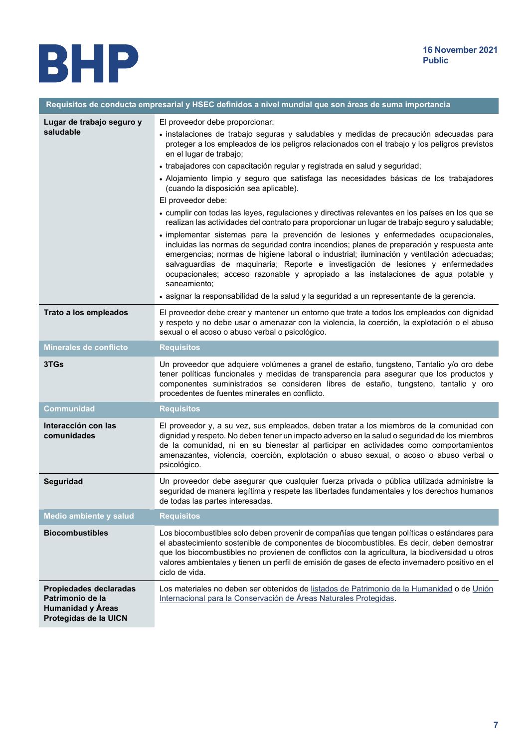| Requisitos de conducta empresarial y HSEC definidos a nivel mundial que son áreas de suma importancia | |
|---|---|
| **Lugar de trabajo seguro y saludable** | El proveedor debe proporcionar:<br>• instalaciones de trabajo seguras y saludables y medidas de precaución adecuadas para proteger a los empleados de los peligros relacionados con el trabajo y los peligros previstos en el lugar de trabajo;<br>• trabajadores con capacitación regular y registrada en salud y seguridad;<br>• Alojamiento limpio y seguro que satisfaga las necesidades básicas de los trabajadores (cuando la disposición sea aplicable).<br>El proveedor debe:<br>• cumplir con todas las leyes, regulaciones y directivas relevantes en los países en los que se realizan las actividades del contrato para proporcionar un lugar de trabajo seguro y saludable;<br>• implementar sistemas para la prevención de lesiones y enfermedades ocupacionales, incluidas las normas de seguridad contra incendios; planes de preparación y respuesta ante emergencias; normas de higiene laboral o industrial; iluminación y ventilación adecuadas; salvaguardias de maquinaria; Reporte e investigación de lesiones y enfermedades ocupacionales; acceso razonable y apropiado a las instalaciones de agua potable y saneamiento;<br>• asignar la responsabilidad de la salud y la seguridad a un representante de la gerencia. |
| **Trato a los empleados** | El proveedor debe crear y mantener un entorno que trate a todos los empleados con dignidad y respeto y no debe usar o amenazar con la violencia, la coerción, la explotación o el abuso sexual o el acoso o abuso verbal o psicológico. |
| **Minerales de conflicto** | **Requisitos** |
| **3TGs** | Un proveedor que adquiere volúmenes a granel de estaño, tungsteno, Tantalio y/o oro debe tener políticas funcionales y medidas de transparencia para asegurar que los productos y componentes suministrados se consideren libres de estaño, tungsteno, tantalio y oro procedentes de fuentes minerales en conflicto. |
| **Communidad** | **Requisitos** |
| **Interacción con las comunidades** | El proveedor y, a su vez, sus empleados, deben tratar a los miembros de la comunidad con dignidad y respeto. No deben tener un impacto adverso en la salud o seguridad de los miembros de la comunidad, ni en su bienestar al participar en actividades como comportamientos amenazantes, violencia, coerción, explotación o abuso sexual, o acoso o abuso verbal o psicológico. |
| **Seguridad** | Un proveedor debe asegurar que cualquier fuerza privada o pública utilizada administre la seguridad de manera legítima y respete las libertades fundamentales y los derechos humanos de todas las partes interesadas. |
| **Medio ambiente y salud** | **Requisitos** |
| **Biocombustibles** | Los biocombustibles solo deben provenir de compañías que tengan políticas o estándares para el abastecimiento sostenible de componentes de biocombustibles. Es decir, deben demostrar que los biocombustibles no provienen de conflictos con la agricultura, la biodiversidad u otros valores ambientales y tienen un perfil de emisión de gases de efecto invernadero positivo en el ciclo de vida. |
| **Propiedades declaradas Patrimonio de la Humanidad y Áreas Protegidas de la UICN** | Los materiales no deben ser obtenidos de listados de Patrimonio de la Humanidad o de Unión Internacional para la Conservación de Áreas Naturales Protegidas. |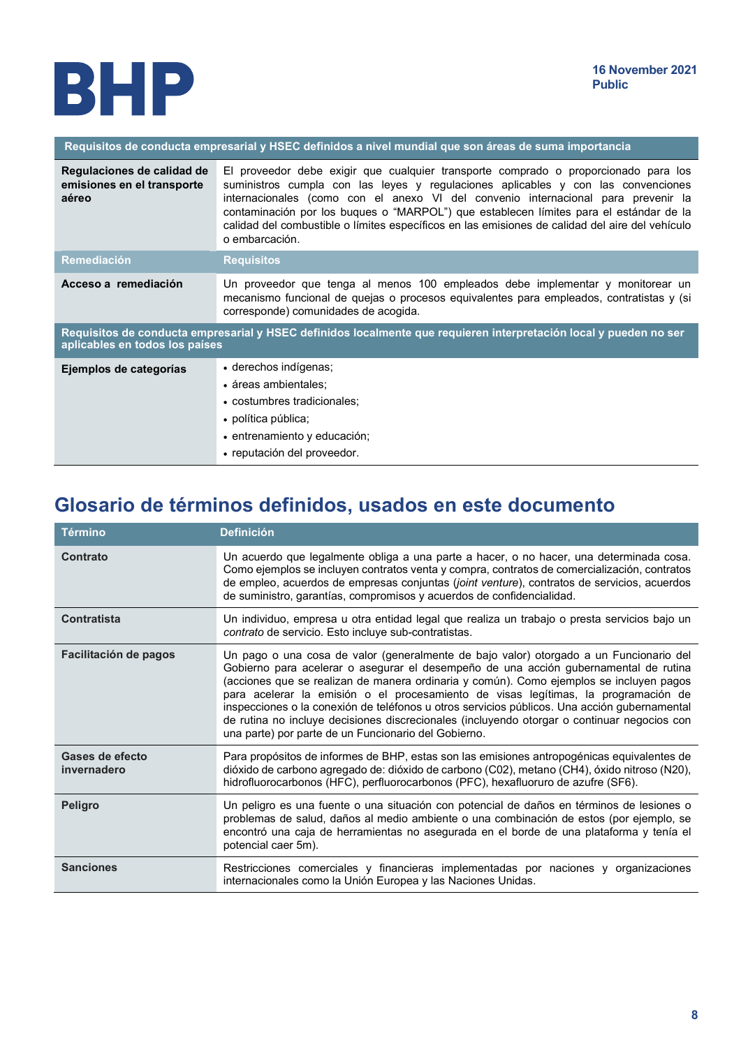| Requisitos de conducta empresarial y HSEC definidos a nivel mundial que son áreas de suma importancia | |
|---|---|
| **Regulaciones de calidad de emisiones en el transporte aéreo** | El proveedor debe exigir que cualquier transporte comprado o proporcionado para los suministros cumpla con las leyes y regulaciones aplicables y con las convenciones internacionales (como con el anexo VI del convenio internacional para prevenir la contaminación por los buques o “MARPOL”) que establecen límites para el estándar de la calidad del combustible o límites específicos en las emisiones de calidad del aire del vehículo o embarcación. |
| **Remediación** | **Requisitos** |
| **Acceso a remediación** | Un proveedor que tenga al menos 100 empleados debe implementar y monitorear un mecanismo funcional de quejas o procesos equivalentes para empleados, contratistas y (si corresponde) comunidades de acogida. |
| **Requisitos de conducta empresarial y HSEC definidos localmente que requieren interpretación local y pueden no ser aplicables en todos los países** | |
| **Ejemplos de categorías** | • derechos indígenas;<br>• áreas ambientales;<br>• costumbres tradicionales;<br>• política pública;<br>• entrenamiento y educación;<br>• reputación del proveedor. |

## Glosario de términos definidos, usados en este documento

| Término | Definición |
|---|---|
| **Contrato** | Un acuerdo que legalmente obliga a una parte a hacer, o no hacer, una determinada cosa. Como ejemplos se incluyen contratos venta y compra, contratos de comercialización, contratos de empleo, acuerdos de empresas conjuntas (*joint venture*), contratos de servicios, acuerdos de suministro, garantías, compromisos y acuerdos de confidencialidad. |
| **Contratista** | Un individuo, empresa u otra entidad legal que realiza un trabajo o presta servicios bajo un *contrato* de servicio. Esto incluye sub-contratistas. |
| **Facilitación de pagos** | Un pago o una cosa de valor (generalmente de bajo valor) otorgado a un Funcionario del Gobierno para acelerar o asegurar el desempeño de una acción gubernamental de rutina (acciones que se realizan de manera ordinaria y común). Como ejemplos se incluyen pagos para acelerar la emisión o el procesamiento de visas legítimas, la programación de inspecciones o la conexión de teléfonos u otros servicios públicos. Una acción gubernamental de rutina no incluye decisiones discrecionales (incluyendo otorgar o continuar negocios con una parte) por parte de un Funcionario del Gobierno. |
| **Gases de efecto invernadero** | Para propósitos de informes de BHP, estas son las emisiones antropogénicas equivalentes de dióxido de carbono agregado de: dióxido de carbono (C02), metano (CH4), óxido nitroso (N20), hidrofluorocarbonos (HFC), perfluorocarbonos (PFC), hexafluoruro de azufre (SF6). |
| **Peligro** | Un peligro es una fuente o una situación con potencial de daños en términos de lesiones o problemas de salud, daños al medio ambiente o una combinación de estos (por ejemplo, se encontró una caja de herramientas no asegurada en el borde de una plataforma y tenía el potencial caer 5m). |
| **Sanciones** | Restricciones comerciales y financieras implementadas por naciones y organizaciones internacionales como la Unión Europea y las Naciones Unidas. |